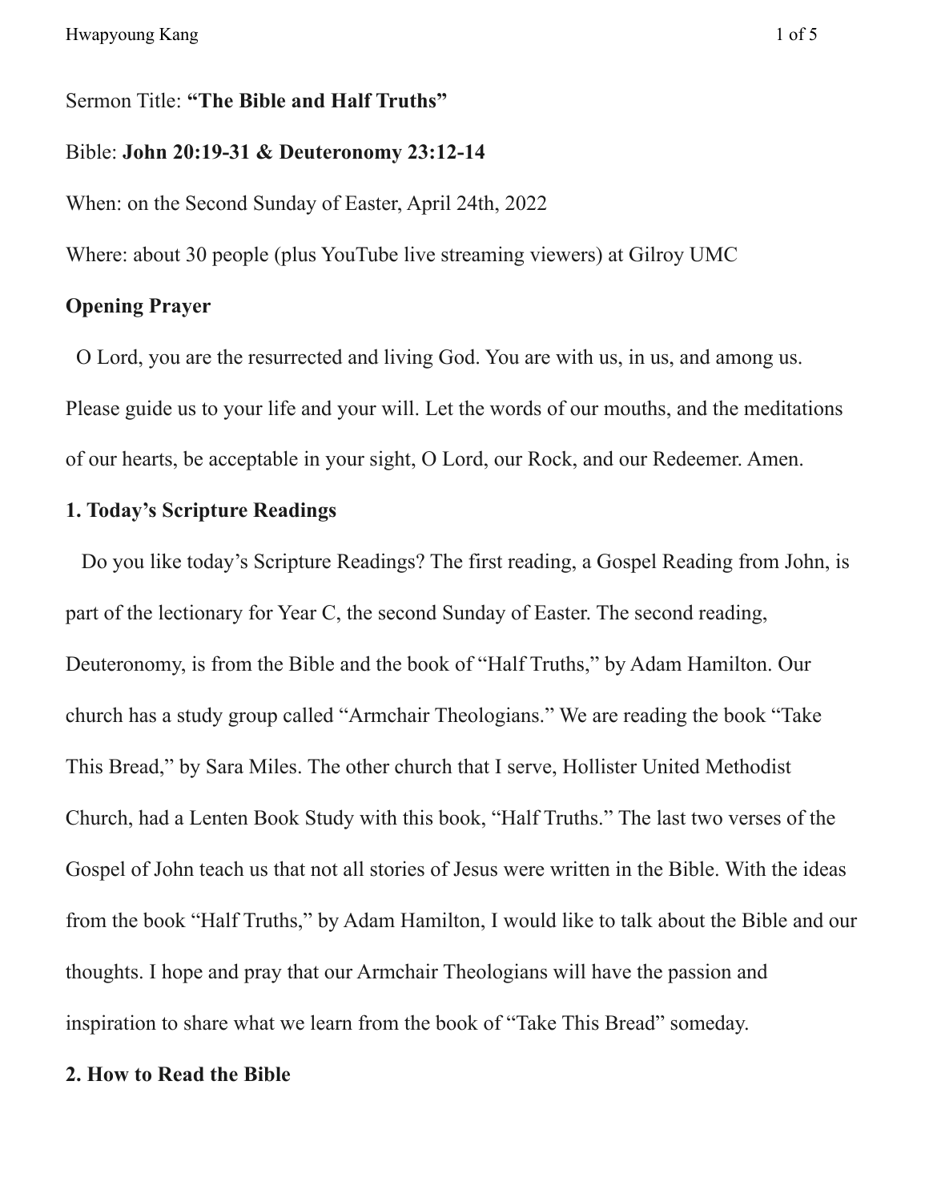Sermon Title: **“The Bible and Half Truths”**

Bible: **John 20:19-31 & Deuteronomy 23:12-14**

When: on the Second Sunday of Easter, April 24th, 2022

Where: about 30 people (plus YouTube live streaming viewers) at Gilroy UMC

**Opening Prayer**

O Lord, you are the resurrected and living God. You are with us, in us, and among us. Please guide us to your life and your will. Let the words of our mouths, and the meditations of our hearts, be acceptable in your sight, O Lord, our Rock, and our Redeemer. Amen.

**1. Today’s Scripture Readings**

Do you like today’s Scripture Readings? The first reading, a Gospel Reading from John, is part of the lectionary for Year C, the second Sunday of Easter. The second reading, Deuteronomy, is from the Bible and the book of “Half Truths,” by Adam Hamilton. Our church has a study group called “Armchair Theologians.” We are reading the book “Take This Bread,” by Sara Miles. The other church that I serve, Hollister United Methodist Church, had a Lenten Book Study with this book, “Half Truths.” The last two verses of the Gospel of John teach us that not all stories of Jesus were written in the Bible. With the ideas from the book “Half Truths,” by Adam Hamilton, I would like to talk about the Bible and our thoughts. I hope and pray that our Armchair Theologians will have the passion and inspiration to share what we learn from the book of “Take This Bread” someday.

**2. How to Read the Bible**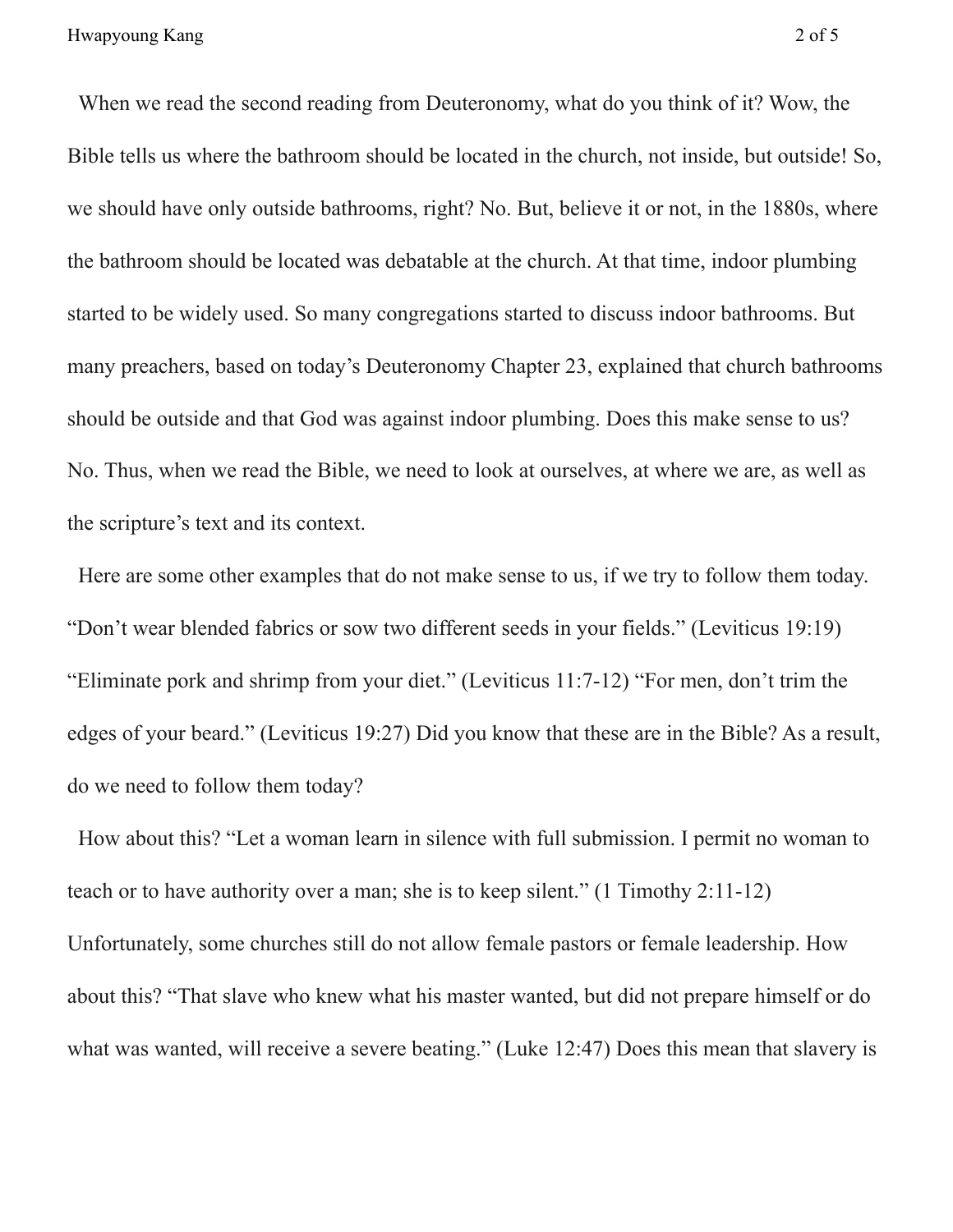When we read the second reading from Deuteronomy, what do you think of it? Wow, the Bible tells us where the bathroom should be located in the church, not inside, but outside! So, we should have only outside bathrooms, right? No. But, believe it or not, in the 1880s, where the bathroom should be located was debatable at the church. At that time, indoor plumbing started to be widely used. So many congregations started to discuss indoor bathrooms. But many preachers, based on today's Deuteronomy Chapter 23, explained that church bathrooms should be outside and that God was against indoor plumbing. Does this make sense to us? No. Thus, when we read the Bible, we need to look at ourselves, at where we are, as well as the scripture's text and its context.

Here are some other examples that do not make sense to us, if we try to follow them today. "Don't wear blended fabrics or sow two different seeds in your fields." (Leviticus 19:19) "Eliminate pork and shrimp from your diet." (Leviticus 11:7-12) "For men, don't trim the edges of your beard." (Leviticus 19:27) Did you know that these are in the Bible? As a result, do we need to follow them today?

How about this? "Let a woman learn in silence with full submission. I permit no woman to teach or to have authority over a man; she is to keep silent." (1 Timothy 2:11-12) Unfortunately, some churches still do not allow female pastors or female leadership. How about this? "That slave who knew what his master wanted, but did not prepare himself or do what was wanted, will receive a severe beating." (Luke 12:47) Does this mean that slavery is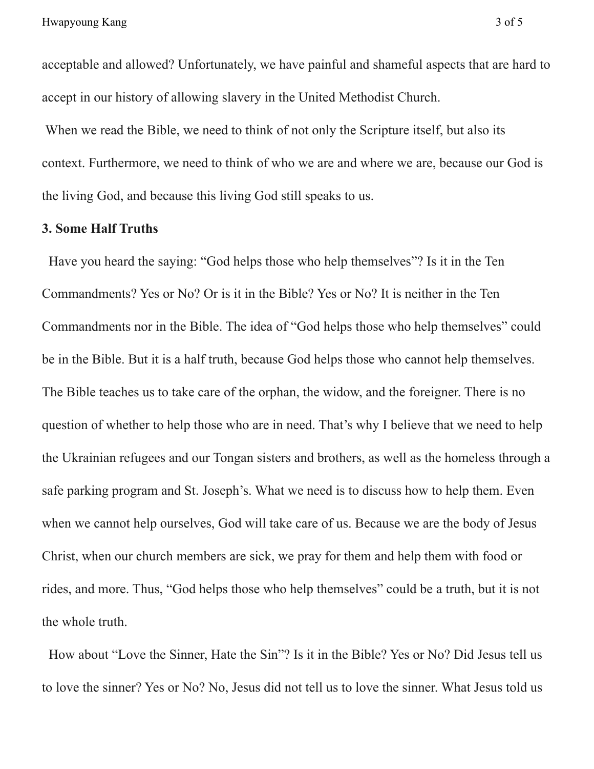acceptable and allowed? Unfortunately, we have painful and shameful aspects that are hard to accept in our history of allowing slavery in the United Methodist Church.

When we read the Bible, we need to think of not only the Scripture itself, but also its context. Furthermore, we need to think of who we are and where we are, because our God is the living God, and because this living God still speaks to us.

**3. Some Half Truths**

Have you heard the saying: "God helps those who help themselves"? Is it in the Ten Commandments? Yes or No? Or is it in the Bible? Yes or No? It is neither in the Ten Commandments nor in the Bible. The idea of "God helps those who help themselves" could be in the Bible. But it is a half truth, because God helps those who cannot help themselves. The Bible teaches us to take care of the orphan, the widow, and the foreigner. There is no question of whether to help those who are in need. That's why I believe that we need to help the Ukrainian refugees and our Tongan sisters and brothers, as well as the homeless through a safe parking program and St. Joseph's. What we need is to discuss how to help them. Even when we cannot help ourselves, God will take care of us. Because we are the body of Jesus Christ, when our church members are sick, we pray for them and help them with food or rides, and more. Thus, "God helps those who help themselves" could be a truth, but it is not the whole truth.

How about "Love the Sinner, Hate the Sin"? Is it in the Bible? Yes or No? Did Jesus tell us to love the sinner? Yes or No? No, Jesus did not tell us to love the sinner. What Jesus told us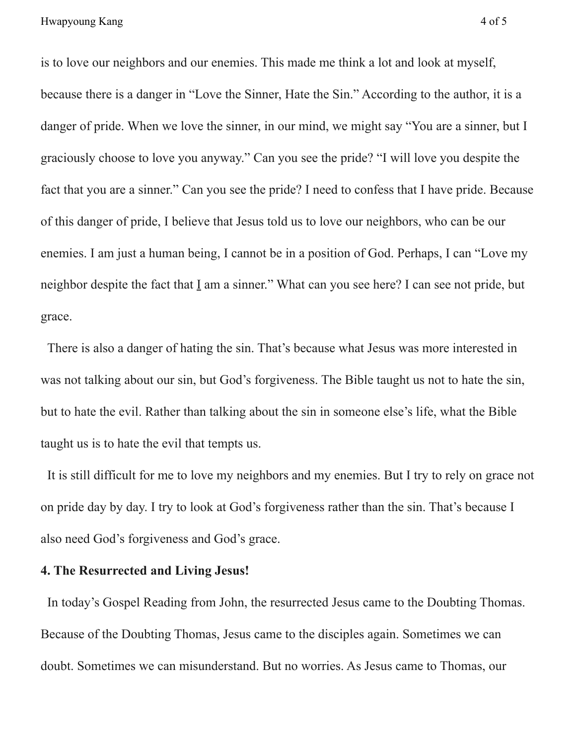is to love our neighbors and our enemies. This made me think a lot and look at myself, because there is a danger in "Love the Sinner, Hate the Sin." According to the author, it is a danger of pride. When we love the sinner, in our mind, we might say "You are a sinner, but I graciously choose to love you anyway." Can you see the pride? "I will love you despite the fact that you are a sinner." Can you see the pride? I need to confess that I have pride. Because of this danger of pride, I believe that Jesus told us to love our neighbors, who can be our enemies. I am just a human being, I cannot be in a position of God. Perhaps, I can "Love my neighbor despite the fact that <u>I</u> am a sinner." What can you see here? I can see not pride, but grace.

There is also a danger of hating the sin. That's because what Jesus was more interested in was not talking about our sin, but God's forgiveness. The Bible taught us not to hate the sin, but to hate the evil. Rather than talking about the sin in someone else's life, what the Bible taught us is to hate the evil that tempts us.

It is still difficult for me to love my neighbors and my enemies. But I try to rely on grace not on pride day by day. I try to look at God's forgiveness rather than the sin. That's because I also need God's forgiveness and God's grace.

**4. The Resurrected and Living Jesus!**

In today's Gospel Reading from John, the resurrected Jesus came to the Doubting Thomas. Because of the Doubting Thomas, Jesus came to the disciples again. Sometimes we can doubt. Sometimes we can misunderstand. But no worries. As Jesus came to Thomas, our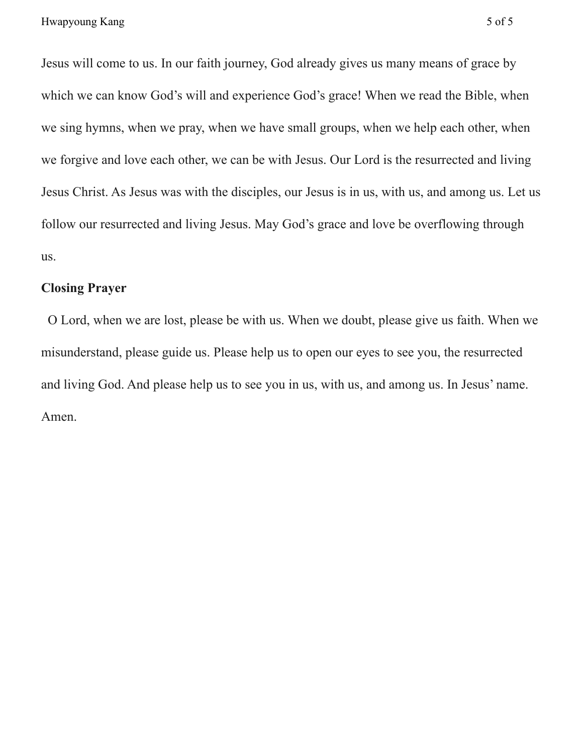Jesus will come to us. In our faith journey, God already gives us many means of grace by which we can know God's will and experience God's grace! When we read the Bible, when we sing hymns, when we pray, when we have small groups, when we help each other, when we forgive and love each other, we can be with Jesus. Our Lord is the resurrected and living Jesus Christ. As Jesus was with the disciples, our Jesus is in us, with us, and among us. Let us follow our resurrected and living Jesus. May God's grace and love be overflowing through us.

**Closing Prayer**

O Lord, when we are lost, please be with us. When we doubt, please give us faith. When we misunderstand, please guide us. Please help us to open our eyes to see you, the resurrected and living God. And please help us to see you in us, with us, and among us. In Jesus' name. Amen.